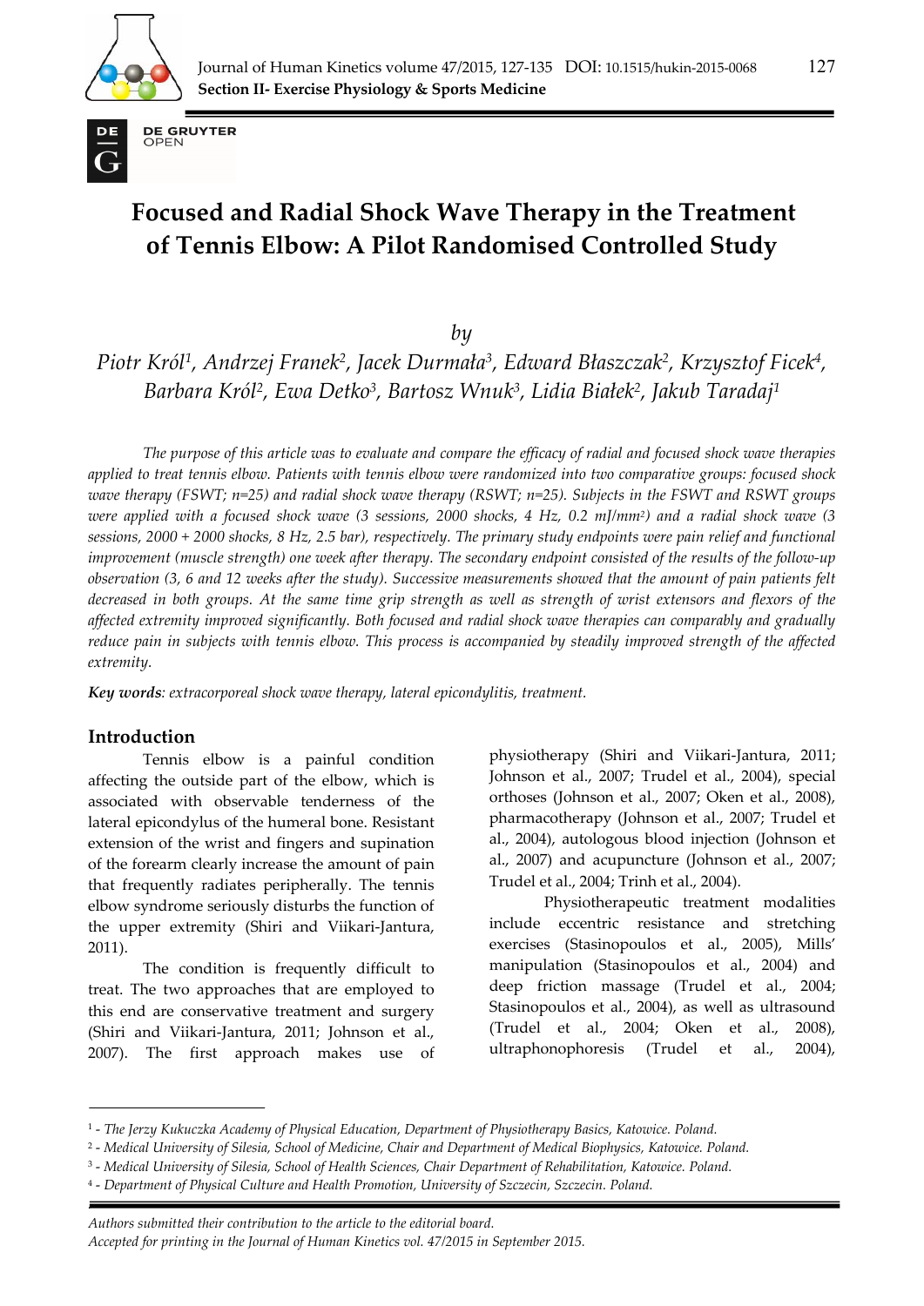# Focused and Radial Shock Wave Therapy in the Treatment of Tennis Elbow: A Pilot Randomised Controlled Study

*by*

*Piotr Król[1], Andrzej Franek[2], Jacek Durmała[3], Edward Błaszczak[2], Krzysztof Ficek[4], Barbara Król[2], Ewa Detko[3], Bartosz Wnuk[3], Lidia Białek[2], Jakub Taradaj[1]*

*The purpose of this article was to evaluate and compare the efficacy of radial and focused shock wave therapies applied to treat tennis elbow. Patients with tennis elbow were randomized into two comparative groups: focused shock wave therapy (FSWT; n=25) and radial shock wave therapy (RSWT; n=25). Subjects in the FSWT and RSWT groups were applied with a focused shock wave (3 sessions, 2000 shocks, 4 Hz, 0.2 mJ/mm$^2$) and a radial shock wave (3 sessions, 2000 + 2000 shocks, 8 Hz, 2.5 bar), respectively. The primary study endpoints were pain relief and functional improvement (muscle strength) one week after therapy. The secondary endpoint consisted of the results of the follow-up observation (3, 6 and 12 weeks after the study). Successive measurements showed that the amount of pain patients felt decreased in both groups. At the same time grip strength as well as strength of wrist extensors and flexors of the affected extremity improved significantly. Both focused and radial shock wave therapies can comparably and gradually reduce pain in subjects with tennis elbow. This process is accompanied by steadily improved strength of the affected extremity.*

***Key words**: extracorporeal shock wave therapy, lateral epicondylitis, treatment.*

## Introduction

Tennis elbow is a painful condition affecting the outside part of the elbow, which is associated with observable tenderness of the lateral epicondylus of the humeral bone. Resistant extension of the wrist and fingers and supination of the forearm clearly increase the amount of pain that frequently radiates peripherally. The tennis elbow syndrome seriously disturbs the function of the upper extremity (Shiri and Viikari-Jantura, 2011).

The condition is frequently difficult to treat. The two approaches that are employed to this end are conservative treatment and surgery (Shiri and Viikari-Jantura, 2011; Johnson et al., 2007). The first approach makes use of physiotherapy (Shiri and Viikari-Jantura, 2011; Johnson et al., 2007; Trudel et al., 2004), special orthoses (Johnson et al., 2007; Oken et al., 2008), pharmacotherapy (Johnson et al., 2007; Trudel et al., 2004), autologous blood injection (Johnson et al., 2007) and acupuncture (Johnson et al., 2007; Trudel et al., 2004; Trinh et al., 2004).

Physiotherapeutic treatment modalities include eccentric resistance and stretching exercises (Stasinopoulos et al., 2005), Mills' manipulation (Stasinopoulos et al., 2004) and deep friction massage (Trudel et al., 2004; Stasinopoulos et al., 2004), as well as ultrasound (Trudel et al., 2004; Oken et al., 2008), ultraphonophoresis (Trudel et al., 2004),

---

[1] - *The Jerzy Kukuczka Academy of Physical Education, Department of Physiotherapy Basics, Katowice. Poland.*
[2] - *Medical University of Silesia, School of Medicine, Chair and Department of Medical Biophysics, Katowice. Poland.*
[3] - *Medical University of Silesia, School of Health Sciences, Chair Department of Rehabilitation, Katowice. Poland.*
[4] - *Department of Physical Culture and Health Promotion, University of Szczecin, Szczecin. Poland.*

*Authors submitted their contribution to the article to the editorial board.*
*Accepted for printing in the Journal of Human Kinetics vol. 47/2015 in September 2015.*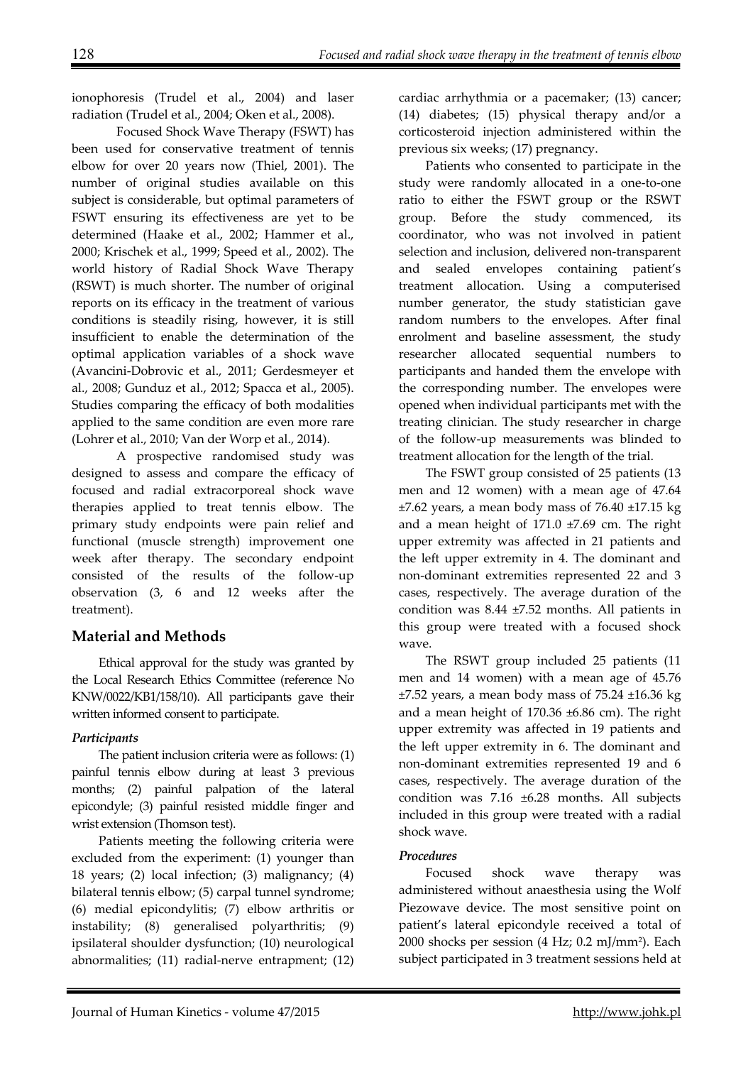ionophoresis (Trudel et al., 2004) and laser radiation (Trudel et al., 2004; Oken et al., 2008).

Focused Shock Wave Therapy (FSWT) has been used for conservative treatment of tennis elbow for over 20 years now (Thiel, 2001). The number of original studies available on this subject is considerable, but optimal parameters of FSWT ensuring its effectiveness are yet to be determined (Haake et al., 2002; Hammer et al., 2000; Krischek et al., 1999; Speed et al., 2002). The world history of Radial Shock Wave Therapy (RSWT) is much shorter. The number of original reports on its efficacy in the treatment of various conditions is steadily rising, however, it is still insufficient to enable the determination of the optimal application variables of a shock wave (Avancini-Dobrovic et al., 2011; Gerdesmeyer et al., 2008; Gunduz et al., 2012; Spacca et al., 2005). Studies comparing the efficacy of both modalities applied to the same condition are even more rare (Lohrer et al., 2010; Van der Worp et al., 2014).

A prospective randomised study was designed to assess and compare the efficacy of focused and radial extracorporeal shock wave therapies applied to treat tennis elbow. The primary study endpoints were pain relief and functional (muscle strength) improvement one week after therapy. The secondary endpoint consisted of the results of the follow-up observation (3, 6 and 12 weeks after the treatment).

## Material and Methods

Ethical approval for the study was granted by the Local Research Ethics Committee (reference No KNW/0022/KB1/158/10). All participants gave their written informed consent to participate.

### *Participants*

The patient inclusion criteria were as follows: (1) painful tennis elbow during at least 3 previous months; (2) painful palpation of the lateral epicondyle; (3) painful resisted middle finger and wrist extension (Thomson test).

Patients meeting the following criteria were excluded from the experiment: (1) younger than 18 years; (2) local infection; (3) malignancy; (4) bilateral tennis elbow; (5) carpal tunnel syndrome; (6) medial epicondylitis; (7) elbow arthritis or instability; (8) generalised polyarthritis; (9) ipsilateral shoulder dysfunction; (10) neurological abnormalities; (11) radial-nerve entrapment; (12) cardiac arrhythmia or a pacemaker; (13) cancer; (14) diabetes; (15) physical therapy and/or a corticosteroid injection administered within the previous six weeks; (17) pregnancy.

Patients who consented to participate in the study were randomly allocated in a one-to-one ratio to either the FSWT group or the RSWT group. Before the study commenced, its coordinator, who was not involved in patient selection and inclusion, delivered non-transparent and sealed envelopes containing patient's treatment allocation. Using a computerised number generator, the study statistician gave random numbers to the envelopes. After final enrolment and baseline assessment, the study researcher allocated sequential numbers to participants and handed them the envelope with the corresponding number. The envelopes were opened when individual participants met with the treating clinician. The study researcher in charge of the follow-up measurements was blinded to treatment allocation for the length of the trial.

The FSWT group consisted of 25 patients (13 men and 12 women) with a mean age of 47.64 ±7.62 years, a mean body mass of 76.40 ±17.15 kg and a mean height of 171.0 ±7.69 cm. The right upper extremity was affected in 21 patients and the left upper extremity in 4. The dominant and non-dominant extremities represented 22 and 3 cases, respectively. The average duration of the condition was 8.44 ±7.52 months. All patients in this group were treated with a focused shock wave.

The RSWT group included 25 patients (11 men and 14 women) with a mean age of 45.76 ±7.52 years, a mean body mass of 75.24 ±16.36 kg and a mean height of 170.36 ±6.86 cm). The right upper extremity was affected in 19 patients and the left upper extremity in 6. The dominant and non-dominant extremities represented 19 and 6 cases, respectively. The average duration of the condition was 7.16 ±6.28 months. All subjects included in this group were treated with a radial shock wave.

### *Procedures*

Focused shock wave therapy was administered without anaesthesia using the Wolf Piezowave device. The most sensitive point on patient's lateral epicondyle received a total of 2000 shocks per session (4 Hz; 0.2 mJ/mm$^2$). Each subject participated in 3 treatment sessions held at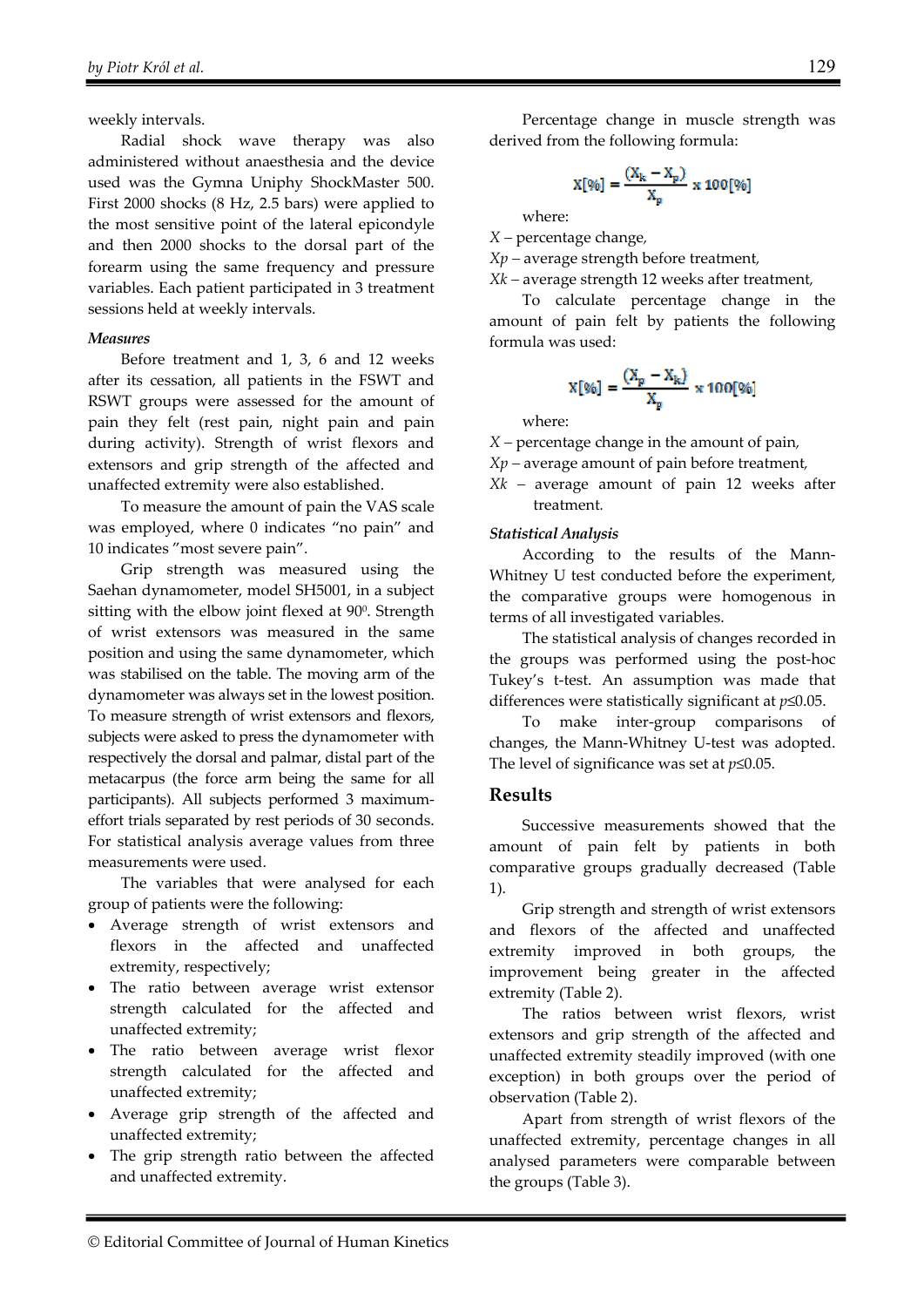weekly intervals.

Radial shock wave therapy was also administered without anaesthesia and the device used was the Gymna Uniphy ShockMaster 500. First 2000 shocks (8 Hz, 2.5 bars) were applied to the most sensitive point of the lateral epicondyle and then 2000 shocks to the dorsal part of the forearm using the same frequency and pressure variables. Each patient participated in 3 treatment sessions held at weekly intervals.

***Measures***

Before treatment and 1, 3, 6 and 12 weeks after its cessation, all patients in the FSWT and RSWT groups were assessed for the amount of pain they felt (rest pain, night pain and pain during activity). Strength of wrist flexors and extensors and grip strength of the affected and unaffected extremity were also established.

To measure the amount of pain the VAS scale was employed, where 0 indicates "no pain" and 10 indicates "most severe pain".

Grip strength was measured using the Saehan dynamometer, model SH5001, in a subject sitting with the elbow joint flexed at $90^0$. Strength of wrist extensors was measured in the same position and using the same dynamometer, which was stabilised on the table. The moving arm of the dynamometer was always set in the lowest position. To measure strength of wrist extensors and flexors, subjects were asked to press the dynamometer with respectively the dorsal and palmar, distal part of the metacarpus (the force arm being the same for all participants). All subjects performed 3 maximum-effort trials separated by rest periods of 30 seconds. For statistical analysis average values from three measurements were used.

The variables that were analysed for each group of patients were the following:

- Average strength of wrist extensors and flexors in the affected and unaffected extremity, respectively;
- The ratio between average wrist extensor strength calculated for the affected and unaffected extremity;
- The ratio between average wrist flexor strength calculated for the affected and unaffected extremity;
- Average grip strength of the affected and unaffected extremity;
- The grip strength ratio between the affected and unaffected extremity.

Percentage change in muscle strength was derived from the following formula:

$$X[\%] = \frac{(X_k - X_p)}{X_p} \times 100[\%]$$

where:

*X* – percentage change,
*Xp* – average strength before treatment,
*Xk* – average strength 12 weeks after treatment,

To calculate percentage change in the amount of pain felt by patients the following formula was used:

$$X[\%] = \frac{(X_p - X_k)}{X_p} \times 100[\%]$$

where:

*X* – percentage change in the amount of pain,
*Xp* – average amount of pain before treatment,
*Xk* – average amount of pain 12 weeks after treatment.

***Statistical Analysis***

According to the results of the Mann-Whitney U test conducted before the experiment, the comparative groups were homogenous in terms of all investigated variables.

The statistical analysis of changes recorded in the groups was performed using the post-hoc Tukey's t-test. An assumption was made that differences were statistically significant at $p \leq 0.05$.

To make inter-group comparisons of changes, the Mann-Whitney U-test was adopted. The level of significance was set at $p \leq 0.05$.

## Results

Successive measurements showed that the amount of pain felt by patients in both comparative groups gradually decreased (Table 1).

Grip strength and strength of wrist extensors and flexors of the affected and unaffected extremity improved in both groups, the improvement being greater in the affected extremity (Table 2).

The ratios between wrist flexors, wrist extensors and grip strength of the affected and unaffected extremity steadily improved (with one exception) in both groups over the period of observation (Table 2).

Apart from strength of wrist flexors of the unaffected extremity, percentage changes in all analysed parameters were comparable between the groups (Table 3).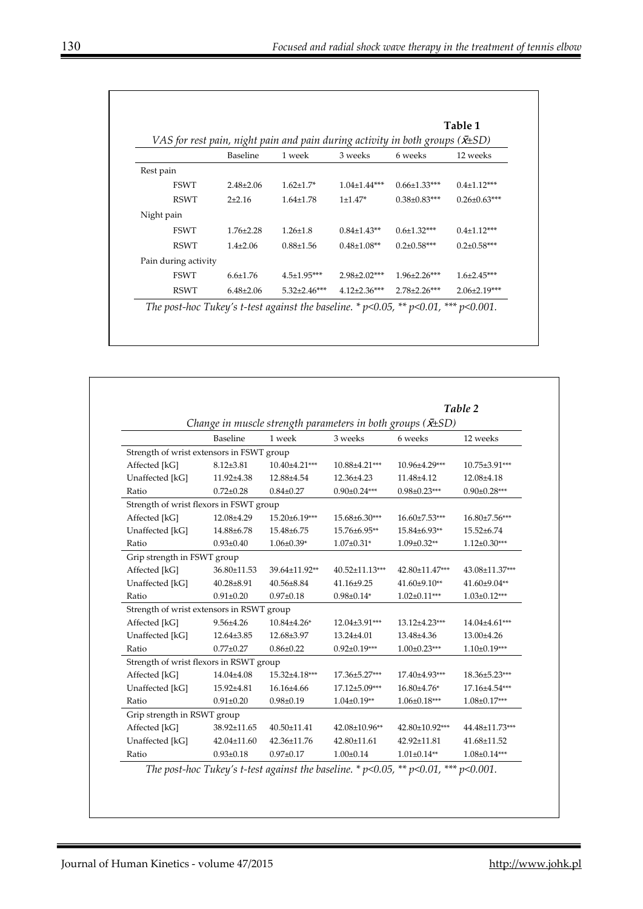**Table 1**

*VAS for rest pain, night pain and pain during activity in both groups ($\bar{x}$±SD)*

| | Baseline | 1 week | 3 weeks | 6 weeks | 12 weeks |
|---|---|---|---|---|---|
| Rest pain | | | | | |
| FSWT | 2.48±2.06 | 1.62±1.7* | 1.04±1.44*** | 0.66±1.33*** | 0.4±1.12*** |
| RSWT | 2±2.16 | 1.64±1.78 | 1±1.47* | 0.38±0.83*** | 0.26±0.63*** |
| Night pain | | | | | |
| FSWT | 1.76±2.28 | 1.26±1.8 | 0.84±1.43** | 0.6±1.32*** | 0.4±1.12*** |
| RSWT | 1.4±2.06 | 0.88±1.56 | 0.48±1.08** | 0.2±0.58*** | 0.2±0.58*** |
| Pain during activity | | | | | |
| FSWT | 6.6±1.76 | 4.5±1.95*** | 2.98±2.02*** | 1.96±2.26*** | 1.6±2.45*** |
| RSWT | 6.48±2.06 | 5.32±2.46*** | 4.12±2.36*** | 2.78±2.26*** | 2.06±2.19*** |

*The post-hoc Tukey's t-test against the baseline. * p<0.05, ** p<0.01, *** p<0.001.*

***Table 2***

*Change in muscle strength parameters in both groups ($\bar{x}$±SD)*

| | Baseline | 1 week | 3 weeks | 6 weeks | 12 weeks |
|---|---|---|---|---|---|
| Strength of wrist extensors in FSWT group | | | | | |
| Affected [kG] | 8.12±3.81 | 10.40±4.21*** | 10.88±4.21*** | 10.96±4.29*** | 10.75±3.91*** |
| Unaffected [kG] | 11.92±4.38 | 12.88±4.54 | 12.36±4.23 | 11.48±4.12 | 12.08±4.18 |
| Ratio | 0.72±0.28 | 0.84±0.27 | 0.90±0.24*** | 0.98±0.23*** | 0.90±0.28*** |
| Strength of wrist flexors in FSWT group | | | | | |
| Affected [kG] | 12.08±4.29 | 15.20±6.19*** | 15.68±6.30*** | 16.60±7.53*** | 16.80±7.56*** |
| Unaffected [kG] | 14.88±6.78 | 15.48±6.75 | 15.76±6.95** | 15.84±6.93** | 15.52±6.74 |
| Ratio | 0.93±0.40 | 1.06±0.39* | 1.07±0.31* | 1.09±0.32** | 1.12±0.30*** |
| Grip strength in FSWT group | | | | | |
| Affected [kG] | 36.80±11.53 | 39.64±11.92** | 40.52±11.13*** | 42.80±11.47*** | 43.08±11.37*** |
| Unaffected [kG] | 40.28±8.91 | 40.56±8.84 | 41.16±9.25 | 41.60±9.10** | 41.60±9.04** |
| Ratio | 0.91±0.20 | 0.97±0.18 | 0.98±0.14* | 1.02±0.11*** | 1.03±0.12*** |
| Strength of wrist extensors in RSWT group | | | | | |
| Affected [kG] | 9.56±4.26 | 10.84±4.26* | 12.04±3.91*** | 13.12±4.23*** | 14.04±4.61*** |
| Unaffected [kG] | 12.64±3.85 | 12.68±3.97 | 13.24±4.01 | 13.48±4.36 | 13.00±4.26 |
| Ratio | 0.77±0.27 | 0.86±0.22 | 0.92±0.19*** | 1.00±0.23*** | 1.10±0.19*** |
| Strength of wrist flexors in RSWT group | | | | | |
| Affected [kG] | 14.04±4.08 | 15.32±4.18*** | 17.36±5.27*** | 17.40±4.93*** | 18.36±5.23*** |
| Unaffected [kG] | 15.92±4.81 | 16.16±4.66 | 17.12±5.09*** | 16.80±4.76* | 17.16±4.54*** |
| Ratio | 0.91±0.20 | 0.98±0.19 | 1.04±0.19** | 1.06±0.18*** | 1.08±0.17*** |
| Grip strength in RSWT group | | | | | |
| Affected [kG] | 38.92±11.65 | 40.50±11.41 | 42.08±10.96** | 42.80±10.92*** | 44.48±11.73*** |
| Unaffected [kG] | 42.04±11.60 | 42.36±11.76 | 42.80±11.61 | 42.92±11.81 | 41.68±11.52 |
| Ratio | 0.93±0.18 | 0.97±0.17 | 1.00±0.14 | 1.01±0.14** | 1.08±0.14*** |

*The post-hoc Tukey's t-test against the baseline. * p<0.05, ** p<0.01, *** p<0.001.*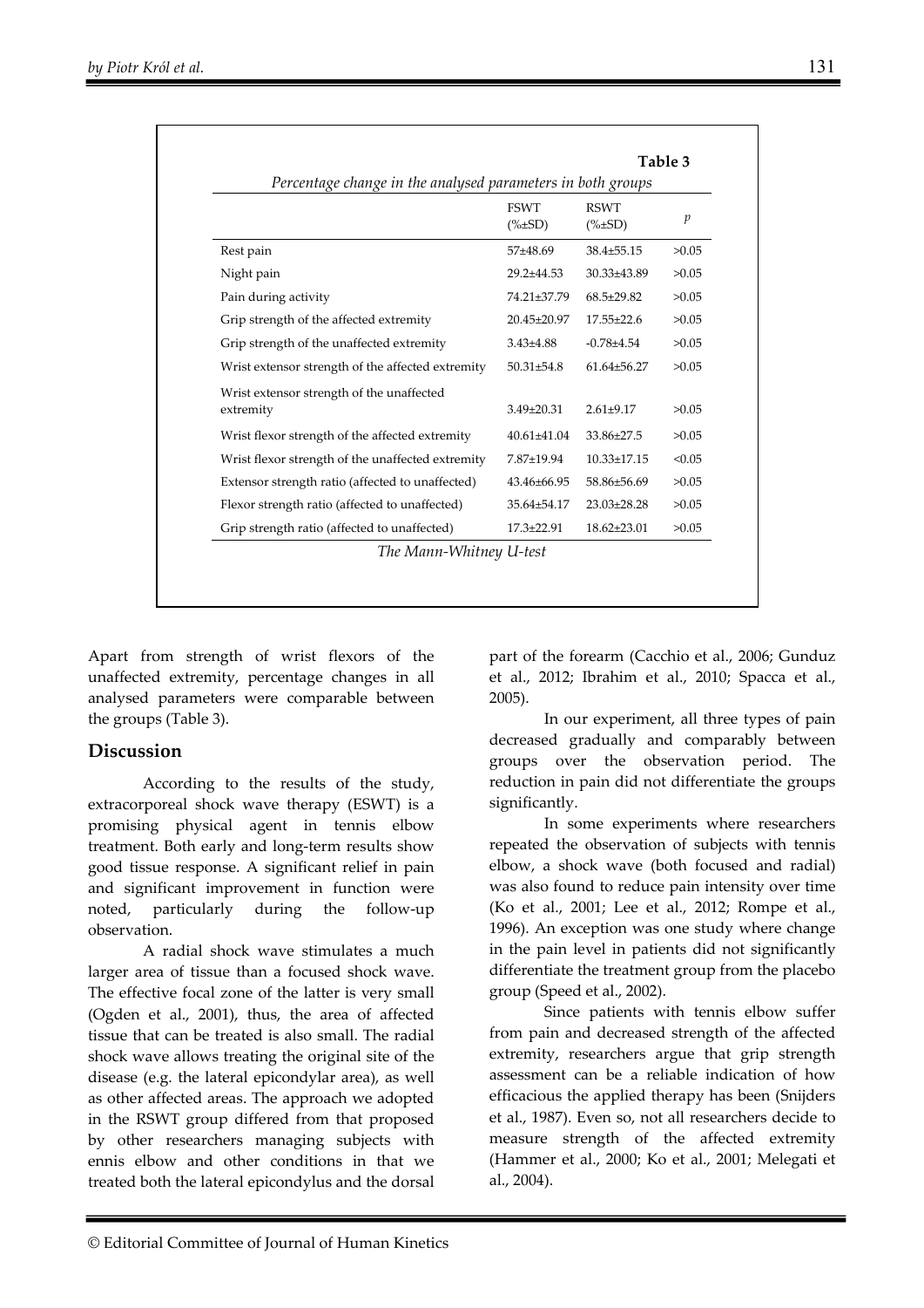**Table 3**

*Percentage change in the analysed parameters in both groups*

| | FSWT (%±SD) | RSWT (%±SD) | $p$ |
|---|---|---|---|
| Rest pain | 57±48.69 | 38.4±55.15 | >0.05 |
| Night pain | 29.2±44.53 | 30.33±43.89 | >0.05 |
| Pain during activity | 74.21±37.79 | 68.5±29.82 | >0.05 |
| Grip strength of the affected extremity | 20.45±20.97 | 17.55±22.6 | >0.05 |
| Grip strength of the unaffected extremity | 3.43±4.88 | -0.78±4.54 | >0.05 |
| Wrist extensor strength of the affected extremity | 50.31±54.8 | 61.64±56.27 | >0.05 |
| Wrist extensor strength of the unaffected extremity | 3.49±20.31 | 2.61±9.17 | >0.05 |
| Wrist flexor strength of the affected extremity | 40.61±41.04 | 33.86±27.5 | >0.05 |
| Wrist flexor strength of the unaffected extremity | 7.87±19.94 | 10.33±17.15 | <0.05 |
| Extensor strength ratio (affected to unaffected) | 43.46±66.95 | 58.86±56.69 | >0.05 |
| Flexor strength ratio (affected to unaffected) | 35.64±54.17 | 23.03±28.28 | >0.05 |
| Grip strength ratio (affected to unaffected) | 17.3±22.91 | 18.62±23.01 | >0.05 |

*The Mann-Whitney U-test*

Apart from strength of wrist flexors of the unaffected extremity, percentage changes in all analysed parameters were comparable between the groups (Table 3).

## Discussion

According to the results of the study, extracorporeal shock wave therapy (ESWT) is a promising physical agent in tennis elbow treatment. Both early and long-term results show good tissue response. A significant relief in pain and significant improvement in function were noted, particularly during the follow-up observation.

A radial shock wave stimulates a much larger area of tissue than a focused shock wave. The effective focal zone of the latter is very small (Ogden et al., 2001), thus, the area of affected tissue that can be treated is also small. The radial shock wave allows treating the original site of the disease (e.g. the lateral epicondylar area), as well as other affected areas. The approach we adopted in the RSWT group differed from that proposed by other researchers managing subjects with ennis elbow and other conditions in that we treated both the lateral epicondylus and the dorsal part of the forearm (Cacchio et al., 2006; Gunduz et al., 2012; Ibrahim et al., 2010; Spacca et al., 2005).

In our experiment, all three types of pain decreased gradually and comparably between groups over the observation period. The reduction in pain did not differentiate the groups significantly.

In some experiments where researchers repeated the observation of subjects with tennis elbow, a shock wave (both focused and radial) was also found to reduce pain intensity over time (Ko et al., 2001; Lee et al., 2012; Rompe et al., 1996). An exception was one study where change in the pain level in patients did not significantly differentiate the treatment group from the placebo group (Speed et al., 2002).

Since patients with tennis elbow suffer from pain and decreased strength of the affected extremity, researchers argue that grip strength assessment can be a reliable indication of how efficacious the applied therapy has been (Snijders et al., 1987). Even so, not all researchers decide to measure strength of the affected extremity (Hammer et al., 2000; Ko et al., 2001; Melegati et al., 2004).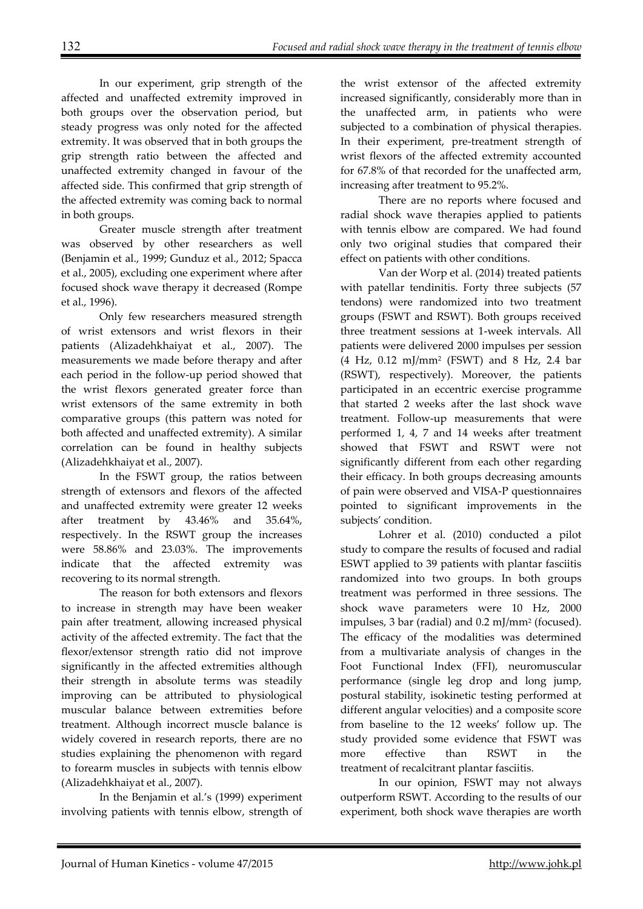In our experiment, grip strength of the affected and unaffected extremity improved in both groups over the observation period, but steady progress was only noted for the affected extremity. It was observed that in both groups the grip strength ratio between the affected and unaffected extremity changed in favour of the affected side. This confirmed that grip strength of the affected extremity was coming back to normal in both groups.

Greater muscle strength after treatment was observed by other researchers as well (Benjamin et al., 1999; Gunduz et al., 2012; Spacca et al., 2005), excluding one experiment where after focused shock wave therapy it decreased (Rompe et al., 1996).

Only few researchers measured strength of wrist extensors and wrist flexors in their patients (Alizadehkhaiyat et al., 2007). The measurements we made before therapy and after each period in the follow-up period showed that the wrist flexors generated greater force than wrist extensors of the same extremity in both comparative groups (this pattern was noted for both affected and unaffected extremity). A similar correlation can be found in healthy subjects (Alizadehkhaiyat et al., 2007).

In the FSWT group, the ratios between strength of extensors and flexors of the affected and unaffected extremity were greater 12 weeks after treatment by 43.46% and 35.64%, respectively. In the RSWT group the increases were 58.86% and 23.03%. The improvements indicate that the affected extremity was recovering to its normal strength.

The reason for both extensors and flexors to increase in strength may have been weaker pain after treatment, allowing increased physical activity of the affected extremity. The fact that the flexor/extensor strength ratio did not improve significantly in the affected extremities although their strength in absolute terms was steadily improving can be attributed to physiological muscular balance between extremities before treatment. Although incorrect muscle balance is widely covered in research reports, there are no studies explaining the phenomenon with regard to forearm muscles in subjects with tennis elbow (Alizadehkhaiyat et al., 2007).

In the Benjamin et al.'s (1999) experiment involving patients with tennis elbow, strength of the wrist extensor of the affected extremity increased significantly, considerably more than in the unaffected arm, in patients who were subjected to a combination of physical therapies. In their experiment, pre-treatment strength of wrist flexors of the affected extremity accounted for 67.8% of that recorded for the unaffected arm, increasing after treatment to 95.2%.

There are no reports where focused and radial shock wave therapies applied to patients with tennis elbow are compared. We had found only two original studies that compared their effect on patients with other conditions.

Van der Worp et al. (2014) treated patients with patellar tendinitis. Forty three subjects (57 tendons) were randomized into two treatment groups (FSWT and RSWT). Both groups received three treatment sessions at 1-week intervals. All patients were delivered 2000 impulses per session (4 Hz, 0.12 mJ/mm$^2$ (FSWT) and 8 Hz, 2.4 bar (RSWT), respectively). Moreover, the patients participated in an eccentric exercise programme that started 2 weeks after the last shock wave treatment. Follow-up measurements that were performed 1, 4, 7 and 14 weeks after treatment showed that FSWT and RSWT were not significantly different from each other regarding their efficacy. In both groups decreasing amounts of pain were observed and VISA-P questionnaires pointed to significant improvements in the subjects' condition.

Lohrer et al. (2010) conducted a pilot study to compare the results of focused and radial ESWT applied to 39 patients with plantar fasciitis randomized into two groups. In both groups treatment was performed in three sessions. The shock wave parameters were 10 Hz, 2000 impulses, 3 bar (radial) and 0.2 mJ/mm$^2$ (focused). The efficacy of the modalities was determined from a multivariate analysis of changes in the Foot Functional Index (FFI), neuromuscular performance (single leg drop and long jump, postural stability, isokinetic testing performed at different angular velocities) and a composite score from baseline to the 12 weeks' follow up. The study provided some evidence that FSWT was more effective than RSWT in the treatment of recalcitrant plantar fasciitis.

In our opinion, FSWT may not always outperform RSWT. According to the results of our experiment, both shock wave therapies are worth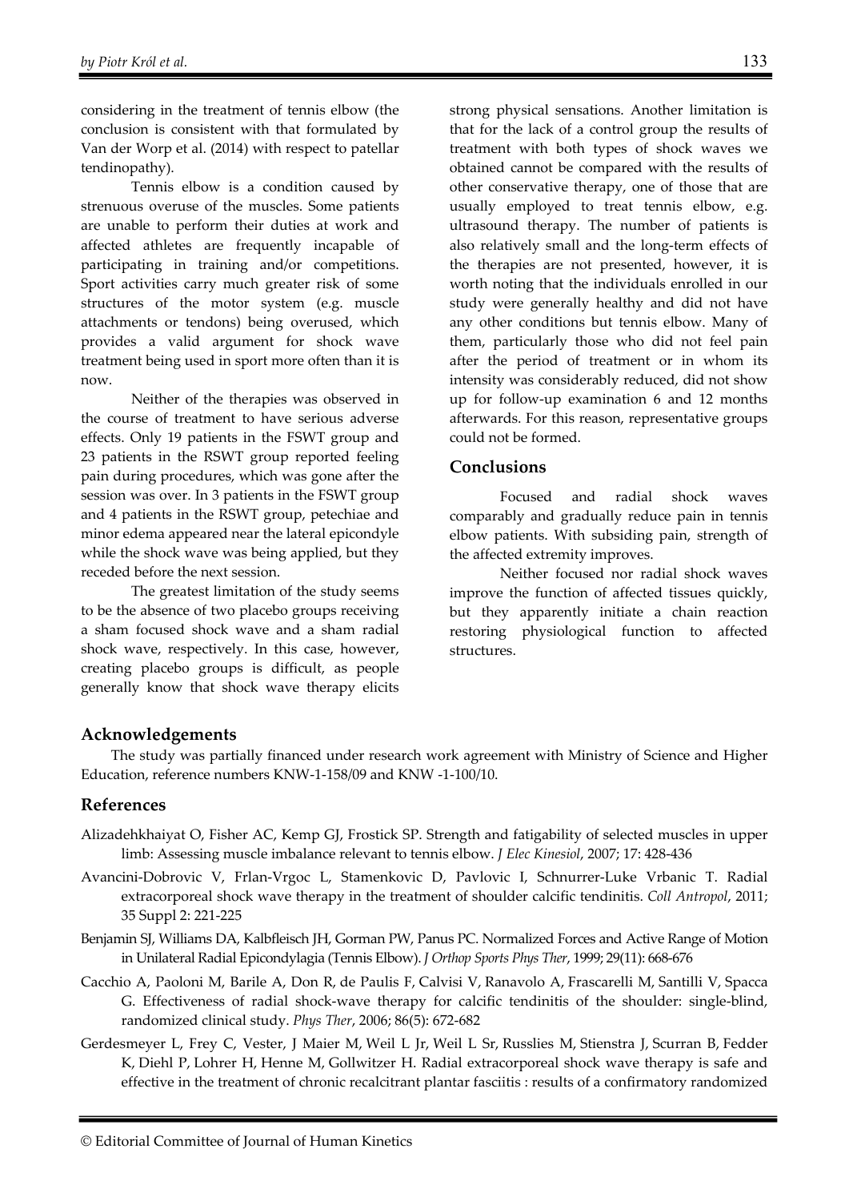considering in the treatment of tennis elbow (the conclusion is consistent with that formulated by Van der Worp et al. (2014) with respect to patellar tendinopathy).

Tennis elbow is a condition caused by strenuous overuse of the muscles. Some patients are unable to perform their duties at work and affected athletes are frequently incapable of participating in training and/or competitions. Sport activities carry much greater risk of some structures of the motor system (e.g. muscle attachments or tendons) being overused, which provides a valid argument for shock wave treatment being used in sport more often than it is now.

Neither of the therapies was observed in the course of treatment to have serious adverse effects. Only 19 patients in the FSWT group and 23 patients in the RSWT group reported feeling pain during procedures, which was gone after the session was over. In 3 patients in the FSWT group and 4 patients in the RSWT group, petechiae and minor edema appeared near the lateral epicondyle while the shock wave was being applied, but they receded before the next session.

The greatest limitation of the study seems to be the absence of two placebo groups receiving a sham focused shock wave and a sham radial shock wave, respectively. In this case, however, creating placebo groups is difficult, as people generally know that shock wave therapy elicits strong physical sensations. Another limitation is that for the lack of a control group the results of treatment with both types of shock waves we obtained cannot be compared with the results of other conservative therapy, one of those that are usually employed to treat tennis elbow, e.g. ultrasound therapy. The number of patients is also relatively small and the long-term effects of the therapies are not presented, however, it is worth noting that the individuals enrolled in our study were generally healthy and did not have any other conditions but tennis elbow. Many of them, particularly those who did not feel pain after the period of treatment or in whom its intensity was considerably reduced, did not show up for follow-up examination 6 and 12 months afterwards. For this reason, representative groups could not be formed.

## Conclusions

Focused and radial shock waves comparably and gradually reduce pain in tennis elbow patients. With subsiding pain, strength of the affected extremity improves.

Neither focused nor radial shock waves improve the function of affected tissues quickly, but they apparently initiate a chain reaction restoring physiological function to affected structures.

## Acknowledgements

The study was partially financed under research work agreement with Ministry of Science and Higher Education, reference numbers KNW-1-158/09 and KNW -1-100/10.

## References

Alizadehkhaiyat O, Fisher AC, Kemp GJ, Frostick SP. Strength and fatigability of selected muscles in upper limb: Assessing muscle imbalance relevant to tennis elbow. *J Elec Kinesiol*, 2007; 17: 428-436

Avancini-Dobrovic V, Frlan-Vrgoc L, Stamenkovic D, Pavlovic I, Schnurrer-Luke Vrbanic T. Radial extracorporeal shock wave therapy in the treatment of shoulder calcific tendinitis. *Coll Antropol*, 2011; 35 Suppl 2: 221-225

Benjamin SJ, Williams DA, Kalbfleisch JH, Gorman PW, Panus PC. Normalized Forces and Active Range of Motion in Unilateral Radial Epicondylagia (Tennis Elbow). *J Orthop Sports Phys Ther*, 1999; 29(11): 668-676

Cacchio A, Paoloni M, Barile A, Don R, de Paulis F, Calvisi V, Ranavolo A, Frascarelli M, Santilli V, Spacca G. Effectiveness of radial shock-wave therapy for calcific tendinitis of the shoulder: single-blind, randomized clinical study. *Phys Ther*, 2006; 86(5): 672-682

Gerdesmeyer L, Frey C, Vester, J Maier M, Weil L Jr, Weil L Sr, Russlies M, Stienstra J, Scurran B, Fedder K, Diehl P, Lohrer H, Henne M, Gollwitzer H. Radial extracorporeal shock wave therapy is safe and effective in the treatment of chronic recalcitrant plantar fasciitis : results of a confirmatory randomized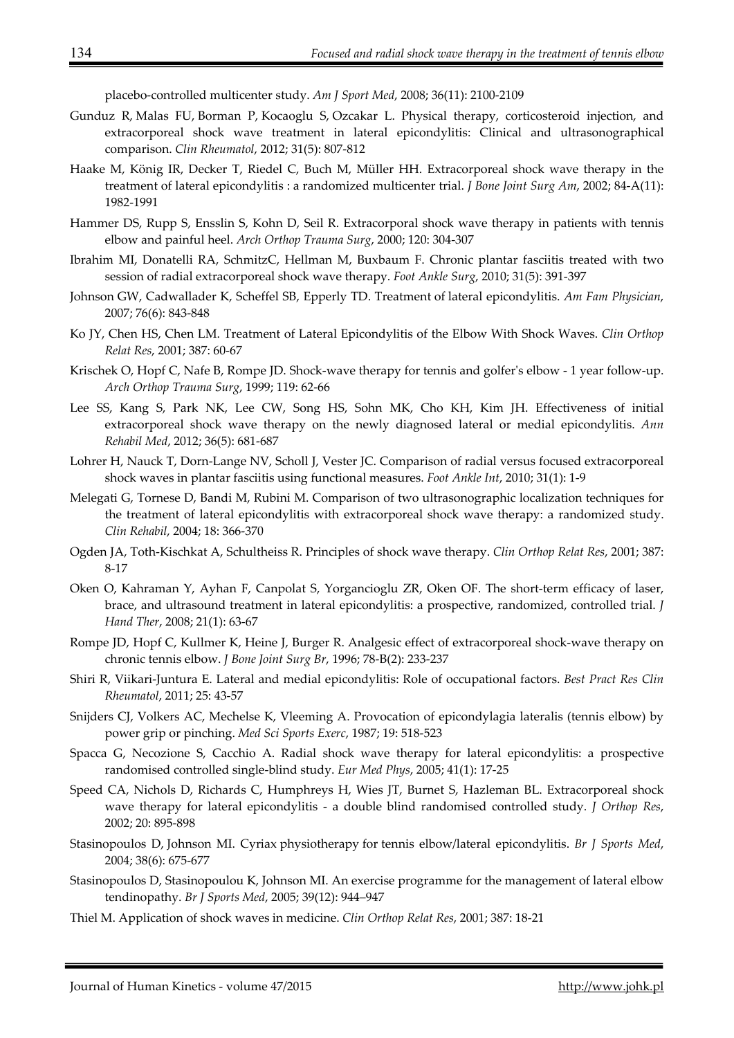placebo-controlled multicenter study. *Am J Sport Med*, 2008; 36(11): 2100-2109

Gunduz R, Malas FU, Borman P, Kocaoglu S, Ozcakar L. Physical therapy, corticosteroid injection, and extracorporeal shock wave treatment in lateral epicondylitis: Clinical and ultrasonographical comparison. *Clin Rheumatol*, 2012; 31(5): 807-812

Haake M, König IR, Decker T, Riedel C, Buch M, Müller HH. Extracorporeal shock wave therapy in the treatment of lateral epicondylitis : a randomized multicenter trial. *J Bone Joint Surg Am*, 2002; 84-A(11): 1982-1991

Hammer DS, Rupp S, Ensslin S, Kohn D, Seil R. Extracorporal shock wave therapy in patients with tennis elbow and painful heel. *Arch Orthop Trauma Surg*, 2000; 120: 304-307

Ibrahim MI, Donatelli RA, SchmitzC, Hellman M, Buxbaum F. Chronic plantar fasciitis treated with two session of radial extracorporeal shock wave therapy. *Foot Ankle Surg*, 2010; 31(5): 391-397

Johnson GW, Cadwallader K, Scheffel SB, Epperly TD. Treatment of lateral epicondylitis. *Am Fam Physician*, 2007; 76(6): 843-848

Ko JY, Chen HS, Chen LM. Treatment of Lateral Epicondylitis of the Elbow With Shock Waves. *Clin Orthop Relat Res*, 2001; 387: 60-67

Krischek O, Hopf C, Nafe B, Rompe JD. Shock-wave therapy for tennis and golfer's elbow - 1 year follow-up. *Arch Orthop Trauma Surg*, 1999; 119: 62-66

Lee SS, Kang S, Park NK, Lee CW, Song HS, Sohn MK, Cho KH, Kim JH. Effectiveness of initial extracorporeal shock wave therapy on the newly diagnosed lateral or medial epicondylitis. *Ann Rehabil Med*, 2012; 36(5): 681-687

Lohrer H, Nauck T, Dorn-Lange NV, Scholl J, Vester JC. Comparison of radial versus focused extracorporeal shock waves in plantar fasciitis using functional measures. *Foot Ankle Int*, 2010; 31(1): 1-9

Melegati G, Tornese D, Bandi M, Rubini M. Comparison of two ultrasonographic localization techniques for the treatment of lateral epicondylitis with extracorporeal shock wave therapy: a randomized study. *Clin Rehabil*, 2004; 18: 366-370

Ogden JA, Toth-Kischkat A, Schultheiss R. Principles of shock wave therapy. *Clin Orthop Relat Res*, 2001; 387: 8-17

Oken O, Kahraman Y, Ayhan F, Canpolat S, Yorgancioglu ZR, Oken OF. The short-term efficacy of laser, brace, and ultrasound treatment in lateral epicondylitis: a prospective, randomized, controlled trial. *J Hand Ther*, 2008; 21(1): 63-67

Rompe JD, Hopf C, Kullmer K, Heine J, Burger R. Analgesic effect of extracorporeal shock-wave therapy on chronic tennis elbow. *J Bone Joint Surg Br*, 1996; 78-B(2): 233-237

Shiri R, Viikari-Juntura E. Lateral and medial epicondylitis: Role of occupational factors. *Best Pract Res Clin Rheumatol*, 2011; 25: 43-57

Snijders CJ, Volkers AC, Mechelse K, Vleeming A. Provocation of epicondylagia lateralis (tennis elbow) by power grip or pinching. *Med Sci Sports Exerc*, 1987; 19: 518-523

Spacca G, Necozione S, Cacchio A. Radial shock wave therapy for lateral epicondylitis: a prospective randomised controlled single-blind study. *Eur Med Phys*, 2005; 41(1): 17-25

Speed CA, Nichols D, Richards C, Humphreys H, Wies JT, Burnet S, Hazleman BL. Extracorporeal shock wave therapy for lateral epicondylitis - a double blind randomised controlled study. *J Orthop Res*, 2002; 20: 895-898

Stasinopoulos D, Johnson MI. Cyriax physiotherapy for tennis elbow/lateral epicondylitis. *Br J Sports Med*, 2004; 38(6): 675-677

Stasinopoulos D, Stasinopoulou K, Johnson MI. An exercise programme for the management of lateral elbow tendinopathy. *Br J Sports Med*, 2005; 39(12): 944–947

Thiel M. Application of shock waves in medicine. *Clin Orthop Relat Res*, 2001; 387: 18-21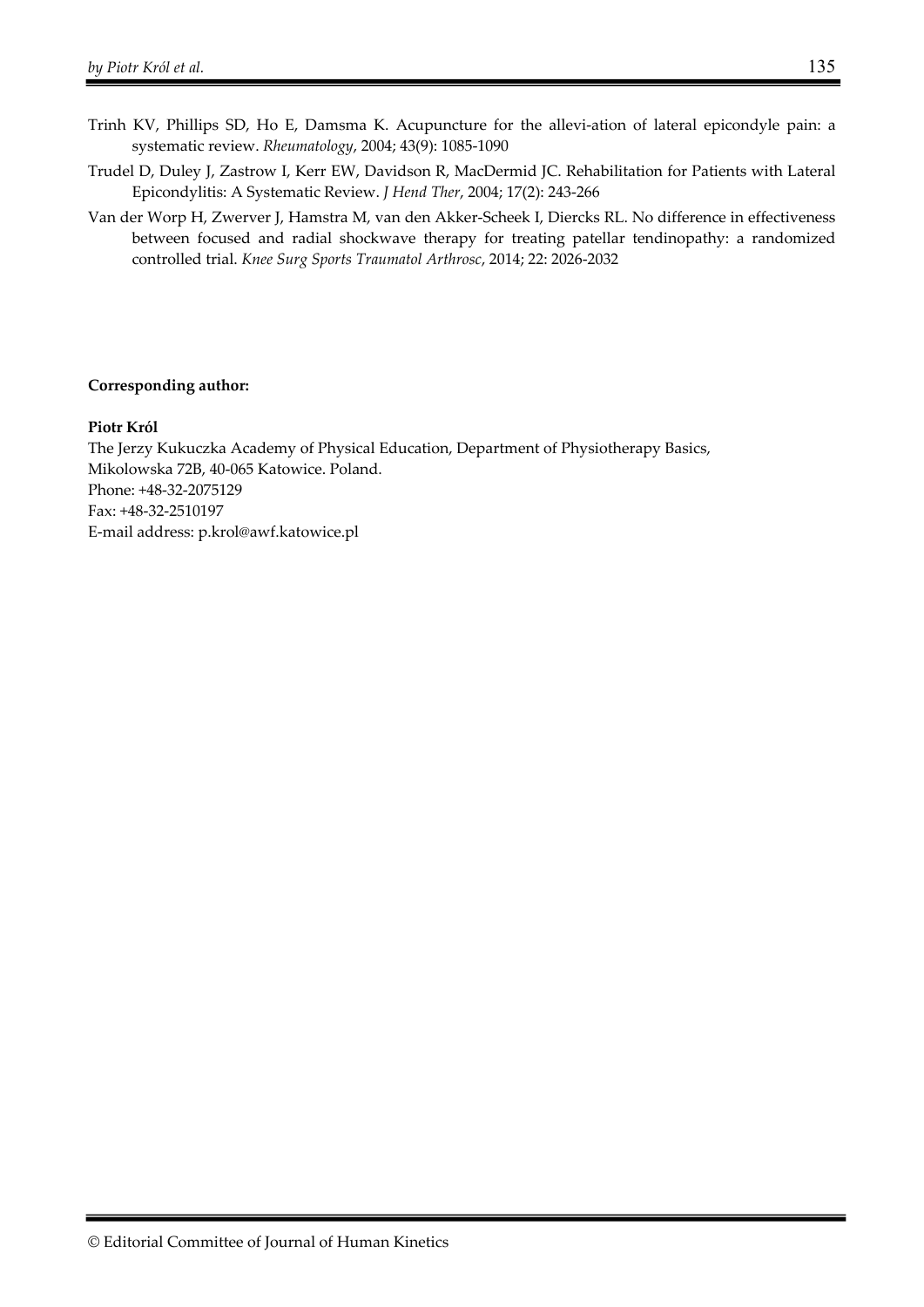Trinh KV, Phillips SD, Ho E, Damsma K. Acupuncture for the allevi-ation of lateral epicondyle pain: a systematic review. *Rheumatology*, 2004; 43(9): 1085-1090

Trudel D, Duley J, Zastrow I, Kerr EW, Davidson R, MacDermid JC. Rehabilitation for Patients with Lateral Epicondylitis: A Systematic Review. *J Hend Ther*, 2004; 17(2): 243-266

Van der Worp H, Zwerver J, Hamstra M, van den Akker-Scheek I, Diercks RL. No difference in effectiveness between focused and radial shockwave therapy for treating patellar tendinopathy: a randomized controlled trial. *Knee Surg Sports Traumatol Arthrosc*, 2014; 22: 2026-2032

**Corresponding author:**

**Piotr Król**

The Jerzy Kukuczka Academy of Physical Education, Department of Physiotherapy Basics,
Mikolowska 72B, 40-065 Katowice. Poland.
Phone: +48-32-2075129
Fax: +48-32-2510197
E-mail address: p.krol@awf.katowice.pl